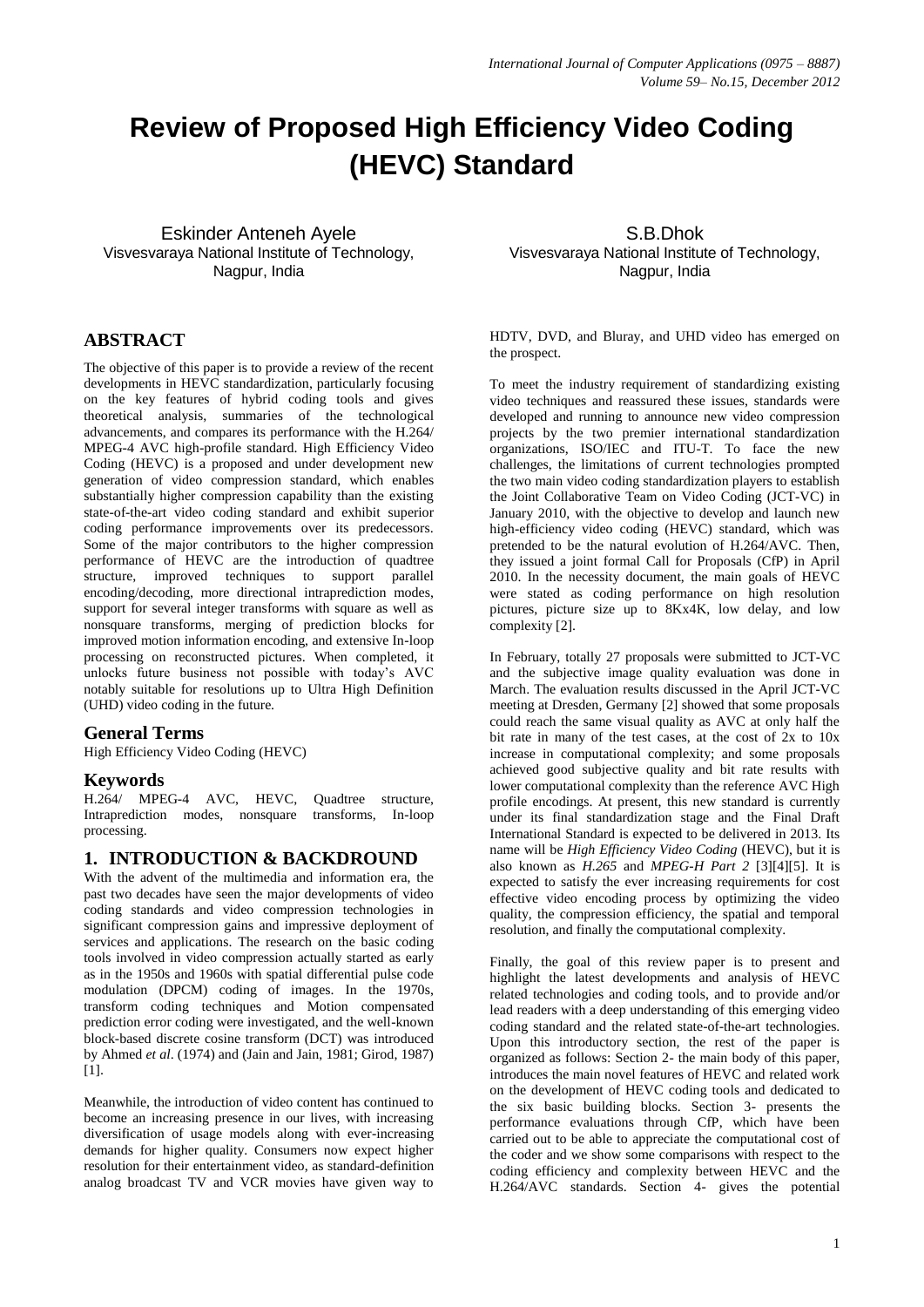# Review of Proposed High Efficiency Video Coding (HEVC) Standard

Eskinder Anteneh Ayele
Visvesvaraya National Institute of Technology, Nagpur, India

S.B.Dhok
Visvesvaraya National Institute of Technology, Nagpur, India

## ABSTRACT

The objective of this paper is to provide a review of the recent developments in HEVC standardization, particularly focusing on the key features of hybrid coding tools and gives theoretical analysis, summaries of the technological advancements, and compares its performance with the H.264/ MPEG-4 AVC high-profile standard. High Efficiency Video Coding (HEVC) is a proposed and under development new generation of video compression standard, which enables substantially higher compression capability than the existing state-of-the-art video coding standard and exhibit superior coding performance improvements over its predecessors. Some of the major contributors to the higher compression performance of HEVC are the introduction of quadtree structure, improved techniques to support parallel encoding/decoding, more directional intraprediction modes, support for several integer transforms with square as well as nonsquare transforms, merging of prediction blocks for improved motion information encoding, and extensive In-loop processing on reconstructed pictures. When completed, it unlocks future business not possible with today's AVC notably suitable for resolutions up to Ultra High Definition (UHD) video coding in the future.

### General Terms

High Efficiency Video Coding (HEVC)

### Keywords

H.264/ MPEG-4 AVC, HEVC, Quadtree structure, Intraprediction modes, nonsquare transforms, In-loop processing.

## 1. INTRODUCTION & BACKDROUND

With the advent of the multimedia and information era, the past two decades have seen the major developments of video coding standards and video compression technologies in significant compression gains and impressive deployment of services and applications. The research on the basic coding tools involved in video compression actually started as early as in the 1950s and 1960s with spatial differential pulse code modulation (DPCM) coding of images. In the 1970s, transform coding techniques and Motion compensated prediction error coding were investigated, and the well-known block-based discrete cosine transform (DCT) was introduced by Ahmed *et al*. (1974) and (Jain and Jain, 1981; Girod, 1987) [1].

Meanwhile, the introduction of video content has continued to become an increasing presence in our lives, with increasing diversification of usage models along with ever-increasing demands for higher quality. Consumers now expect higher resolution for their entertainment videos, as standard-definition analog broadcast TV and VCR movies have given way to HDTV, DVD, and Bluray, and UHD video has emerged on the prospect.

To meet the industry requirement of standardizing existing video techniques and reassured these issues, standards were developed and running to announce new video compression projects by the two premier international standardization organizations, ISO/IEC and ITU-T. To face the new challenges, the limitations of current technologies prompted the two main video coding standardization players to establish the Joint Collaborative Team on Video Coding (JCT-VC) in January 2010, with the objective to develop and launch new high-efficiency video coding (HEVC) standard, which was pretended to be the natural evolution of H.264/AVC. Then, they issued a joint formal Call for Proposals (CfP) in April 2010. In the necessity document, the main goals of HEVC were stated as coding performance on high resolution pictures, picture size up to 8Kx4K, low delay, and low complexity [2].

In February, totally 27 proposals were submitted to JCT-VC and the subjective image quality evaluation was done in March. The evaluation results discussed in the April JCT-VC meeting at Dresden, Germany [2] showed that some proposals could reach the same visual quality as AVC at only half the bit rate in many of the test cases, at the cost of 2x to 10x increase in computational complexity; and some proposals achieved good subjective quality and bit rate results with lower computational complexity than the reference AVC High profile encodings. At present, this new standard is currently under its final standardization stage and the Final Draft International Standard is expected to be delivered in 2013. Its name will be *High Efficiency Video Coding* (HEVC), but it is also known as *H.265* and *MPEG-H Part 2* [3][4][5]. It is expected to satisfy the ever increasing requirements for cost effective video encoding process by optimizing the video quality, the compression efficiency, the spatial and temporal resolution, and finally the computational complexity.

Finally, the goal of this review paper is to present and highlight the latest developments and analysis of HEVC related technologies and coding tools, and to provide and/or lead readers with a deep understanding of this emerging video coding standard and the related state-of-the-art technologies. Upon this introductory section, the rest of the paper is organized as follows: Section 2- the main body of this paper, introduces the main novel features of HEVC and related work on the development of HEVC coding tools and dedicated to the six basic building blocks. Section 3- presents the performance evaluations through CfP, which have been carried out to be able to appreciate the computational cost of the coder and we show some comparisons with respect to the coding efficiency and complexity between HEVC and the H.264/AVC standards. Section 4- gives the potential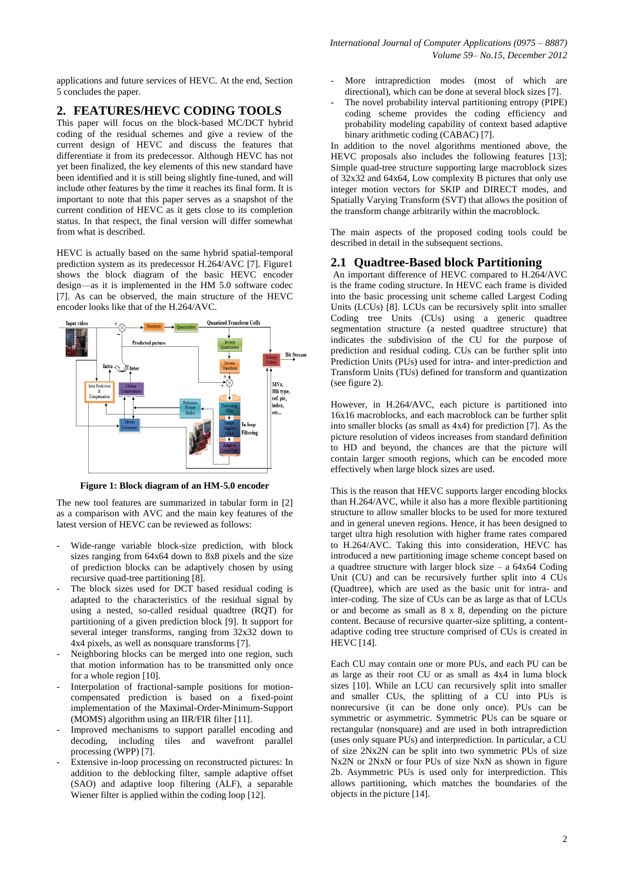applications and future services of HEVC. At the end, Section 5 concludes the paper.

## 2. FEATURES/HEVC CODING TOOLS

This paper will focus on the block-based MC/DCT hybrid coding of the residual schemes and give a review of the current design of HEVC and discuss the features that differentiate it from its predecessor. Although HEVC has not yet been finalized, the key elements of this new standard have been identified and it is still being slightly fine-tuned, and will include other features by the time it reaches its final form. It is important to note that this paper serves as a snapshot of the current condition of HEVC as it gets close to its completion status. In that respect, the final version will differ somewhat from what is described.

HEVC is actually based on the same hybrid spatial-temporal prediction system as its predecessor H.264/AVC [7]. Figure1 shows the block diagram of the basic HEVC encoder design—as it is implemented in the HM 5.0 software codec [7]. As can be observed, the main structure of the HEVC encoder looks like that of the H.264/AVC.

**Figure 1: Block diagram of an HM-5.0 encoder**

The new tool features are summarized in tabular form in [2] as a comparison with AVC and the main key features of the latest version of HEVC can be reviewed as follows:

- Wide-range variable block-size prediction, with block sizes ranging from 64x64 down to 8x8 pixels and the size of prediction blocks can be adaptively chosen by using recursive quad-tree partitioning [8].
- The block sizes used for DCT based residual coding is adapted to the characteristics of the residual signal by using a nested, so-called residual quadtree (RQT) for partitioning of a given prediction block [9]. It support for several integer transforms, ranging from 32x32 down to 4x4 pixels, as well as nonsquare transforms [7].
- Neighboring blocks can be merged into one region, such that motion information has to be transmitted only once for a whole region [10].
- Interpolation of fractional-sample positions for motion-compensated prediction is based on a fixed-point implementation of the Maximal-Order-Minimum-Support (MOMS) algorithm using an IIR/FIR filter [11].
- Improved mechanisms to support parallel encoding and decoding, including tiles and wavefront parallel processing (WPP) [7].
- Extensive in-loop processing on reconstructed pictures: In addition to the deblocking filter, sample adaptive offset (SAO) and adaptive loop filtering (ALF), a separable Wiener filter is applied within the coding loop [12].
- More intraprediction modes (most of which are directional), which can be done at several block sizes [7].
- The novel probability interval partitioning entropy (PIPE) coding scheme provides the coding efficiency and probability modeling capability of context based adaptive binary arithmetic coding (CABAC) [7].

In addition to the novel algorithms mentioned above, the HEVC proposals also includes the following features [13]; Simple quad-tree structure supporting large macroblock sizes of 32x32 and 64x64, Low complexity B pictures that only use integer motion vectors for SKIP and DIRECT modes, and Spatially Varying Transform (SVT) that allows the position of the transform change arbitrarily within the macroblock.

The main aspects of the proposed coding tools could be described in detail in the subsequent sections.

### 2.1 Quadtree-Based block Partitioning

An important difference of HEVC compared to H.264/AVC is the frame coding structure. In HEVC each frame is divided into the basic processing unit scheme called Largest Coding Units (LCUs) [8]. LCUs can be recursively split into smaller Coding tree Units (CUs) using a generic quadtree segmentation structure (a nested quadtree structure) that indicates the subdivision of the CU for the purpose of prediction and residual coding. CUs can be further split into Prediction Units (PUs) used for intra- and inter-prediction and Transform Units (TUs) defined for transform and quantization (see figure 2).

However, in H.264/AVC, each picture is partitioned into 16x16 macroblocks, and each macroblock can be further split into smaller blocks (as small as 4x4) for prediction [7]. As the picture resolution of videos increases from standard definition to HD and beyond, the chances are that the picture will contain larger smooth regions, which can be encoded more effectively when large block sizes are used.

This is the reason that HEVC supports larger encoding blocks than H.264/AVC, while it also has a more flexible partitioning structure to allow smaller blocks to be used for more textured and in general uneven regions. Hence, it has been designed to target ultra high resolution with higher frame rates compared to H.264/AVC. Taking this into consideration, HEVC has introduced a new partitioning image scheme concept based on a quadtree structure with larger block size – a 64x64 Coding Unit (CU) and can be recursively further split into 4 CUs (Quadtree), which are used as the basic unit for intra- and inter-coding. The size of CUs can be as large as that of LCUs or and become as small as 8 x 8, depending on the picture content. Because of recursive quarter-size splitting, a content-adaptive coding tree structure comprised of CUs is created in HEVC [14].

Each CU may contain one or more PUs, and each PU can be as large as their root CU or as small as 4x4 in luma block sizes [10]. While an LCU can recursively split into smaller and smaller CUs, the splitting of a CU into PUs is nonrecursive (it can be done only once). PUs can be symmetric or asymmetric. Symmetric PUs can be square or rectangular (nonsquare) and are used in both intraprediction (uses only square PUs) and interprediction. In particular, a CU of size 2Nx2N can be split into two symmetric PUs of size Nx2N or 2NxN or four PUs of size NxN as shown in figure 2b. Asymmetric PUs is used only for interprediction. This allows partitioning, which matches the boundaries of the objects in the picture [14].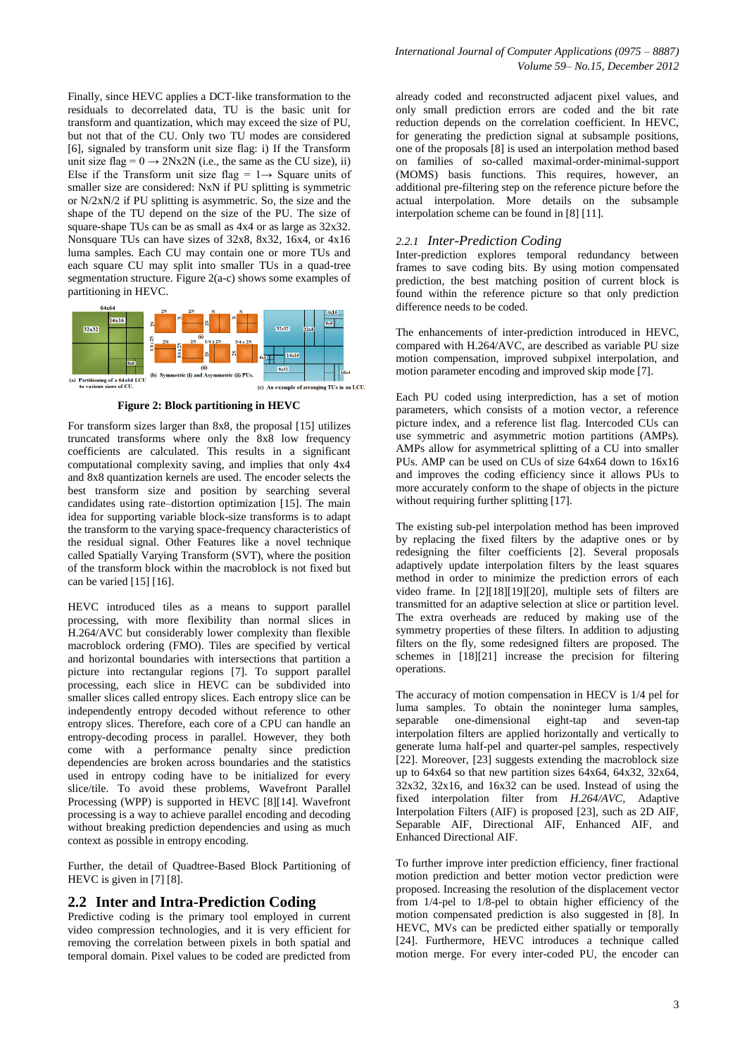Finally, since HEVC applies a DCT-like transformation to the residuals to decorrelated data, TU is the basic unit for transform and quantization, which may exceed the size of PU, but not that of the CU. Only two TU modes are considered [6], signaled by transform unit size flag: i) If the Transform unit size flag = 0 → 2Nx2N (i.e., the same as the CU size), ii) Else if the Transform unit size flag = 1→ Square units of smaller size are considered: NxN if PU splitting is symmetric or N/2xN/2 if PU splitting is asymmetric. So, the size and the shape of the TU depend on the size of the PU. The size of square-shape TUs can be as small as 4x4 or as large as 32x32. Nonsquare TUs can have sizes of 32x8, 8x32, 16x4, or 4x16 luma samples. Each CU may contain one or more TUs and each square CU may split into smaller TUs in a quad-tree segmentation structure. Figure 2(a-c) shows some examples of partitioning in HEVC.

**Figure 2: Block partitioning in HEVC**

For transform sizes larger than 8x8, the proposal [15] utilizes truncated transforms where only the 8x8 low frequency coefficients are calculated. This results in a significant computational complexity saving, and implies that only 4x4 and 8x8 quantization kernels are used. The encoder selects the best transform size and position by searching several candidates using rate–distortion optimization [15]. The main idea for supporting variable block-size transforms is to adapt the transform to the varying space-frequency characteristics of the residual signal. Other Features like a novel technique called Spatially Varying Transform (SVT), where the position of the transform block within the macroblock is not fixed but can be varied [15] [16].

HEVC introduced tiles as a means to support parallel processing, with more flexibility than normal slices in H.264/AVC but considerably lower complexity than flexible macroblock ordering (FMO). Tiles are specified by vertical and horizontal boundaries with intersections that partition a picture into rectangular regions [7]. To support parallel processing, each slice in HEVC can be subdivided into smaller slices called entropy slices. Each entropy slice can be independently entropy decoded without reference to other entropy slices. Therefore, each core of a CPU can handle an entropy-decoding process in parallel. However, they both come with a performance penalty since prediction dependencies are broken across boundaries and the statistics used in entropy coding have to be initialized for every slice/tile. To avoid these problems, Wavefront Parallel Processing (WPP) is supported in HEVC [8][14]. Wavefront processing is a way to achieve parallel encoding and decoding without breaking prediction dependencies and using as much context as possible in entropy encoding.

Further, the detail of Quadtree-Based Block Partitioning of HEVC is given in [7] [8].

## 2.2 Inter and Intra-Prediction Coding

Predictive coding is the primary tool employed in current video compression technologies, and it is very efficient for removing the correlation between pixels in both spatial and temporal domain. Pixel values to be coded are predicted from already coded and reconstructed adjacent pixel values, and only small prediction errors are coded and the bit rate reduction depends on the correlation coefficient. In HEVC, for generating the prediction signal at subsample positions, one of the proposals [8] is used an interpolation method based on families of so-called maximal-order-minimal-support (MOMS) basis functions. This requires, however, an additional pre-filtering step on the reference picture before the actual interpolation. More details on the subsample interpolation scheme can be found in [8] [11].

### *2.2.1 Inter-Prediction Coding*

Inter-prediction explores temporal redundancy between frames to save coding bits. By using motion compensated prediction, the best matching position of current block is found within the reference picture so that only prediction difference needs to be coded.

The enhancements of inter-prediction introduced in HEVC, compared with H.264/AVC, are described as variable PU size motion compensation, improved subpixel interpolation, and motion parameter encoding and improved skip mode [7].

Each PU coded using interprediction, has a set of motion parameters, which consists of a motion vector, a reference picture index, and a reference list flag. Intercoded CUs can use symmetric and asymmetric motion partitions (AMPs). AMPs allow for asymmetrical splitting of a CU into smaller PUs. AMP can be used on CUs of size 64x64 down to 16x16 and improves the coding efficiency since it allows PUs to more accurately conform to the shape of objects in the picture without requiring further splitting [17].

The existing sub-pel interpolation method has been improved by replacing the fixed filters by the adaptive ones or by redesigning the filter coefficients [2]. Several proposals adaptively update interpolation filters by the least squares method in order to minimize the prediction errors of each video frame. In [2][18][19][20], multiple sets of filters are transmitted for an adaptive selection at slice or partition level. The extra overheads are reduced by making use of the symmetry properties of these filters. In addition to adjusting filters on the fly, some redesigned filters are proposed. The schemes in [18][21] increase the precision for filtering operations.

The accuracy of motion compensation in HECV is 1/4 pel for luma samples. To obtain the noninteger luma samples, separable one-dimensional eight-tap and seven-tap interpolation filters are applied horizontally and vertically to generate luma half-pel and quarter-pel samples, respectively [22]. Moreover, [23] suggests extending the macroblock size up to 64x64 so that new partition sizes 64x64, 64x32, 32x64, 32x32, 32x16, and 16x32 can be used. Instead of using the fixed interpolation filter from *H.264/AVC*, Adaptive Interpolation Filters (AIF) is proposed [23], such as 2D AIF, Separable AIF, Directional AIF, Enhanced AIF, and Enhanced Directional AIF.

To further improve inter prediction efficiency, finer fractional motion prediction and better motion vector prediction were proposed. Increasing the resolution of the displacement vector from 1/4-pel to 1/8-pel to obtain higher efficiency of the motion compensated prediction is also suggested in [8]. In HEVC, MVs can be predicted either spatially or temporally [24]. Furthermore, HEVC introduces a technique called motion merge. For every inter-coded PU, the encoder can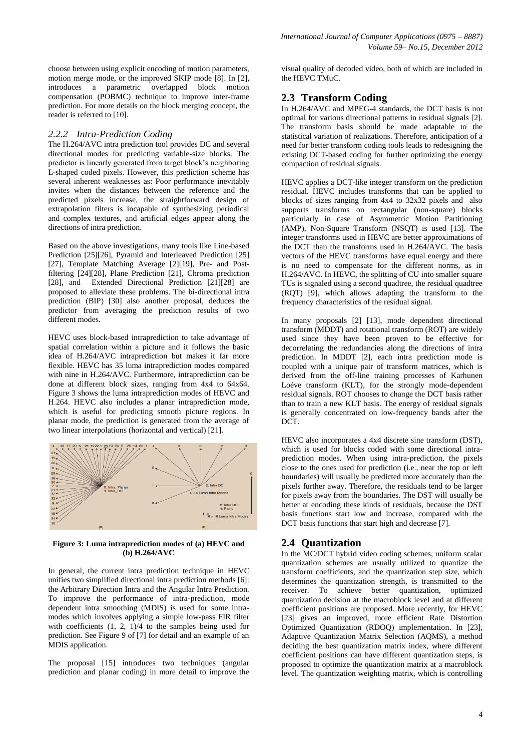choose between using explicit encoding of motion parameters, motion merge mode, or the improved SKIP mode [8]. In [2], introduces a parametric overlapped block motion compensation (POBMC) technique to improve inter-frame prediction. For more details on the block merging concept, the reader is referred to [10].

### 2.2.2 Intra-Prediction Coding

The H.264/AVC intra prediction tool provides DC and several directional modes for predicting variable-size blocks. The predictor is linearly generated from target block's neighboring L-shaped coded pixels. However, this prediction scheme has several inherent weaknesses as: Poor performance inevitably invites when the distances between the reference and the predicted pixels increase, the straightforward design of extrapolation filters is incapable of synthesizing periodical and complex textures, and artificial edges appear along the directions of intra prediction.

Based on the above investigations, many tools like Line-based Prediction [25][26], Pyramid and Interleaved Prediction [25] [27], Template Matching Average [2][19], Pre- and Post-filtering [24][28], Plane Prediction [21], Chroma prediction [28], and Extended Directional Prediction [21][28] are proposed to alleviate these problems. The bi-directional intra prediction (BIP) [30] also another proposal, deduces the predictor from averaging the prediction results of two different modes.

HEVC uses block-based intraprediction to take advantage of spatial correlation within a picture and it follows the basic idea of H.264/AVC intraprediction but makes it far more flexible. HEVC has 35 luma intraprediction modes compared with nine in H.264/AVC. Furthermore, intraprediction can be done at different block sizes, ranging from 4x4 to 64x64. Figure 3 shows the luma intraprediction modes of HEVC and H.264. HEVC also includes a planar intraprediction mode, which is useful for predicting smooth picture regions. In planar mode, the prediction is generated from the average of two linear interpolations (horizontal and vertical) [21].

**Figure 3: Luma intraprediction modes of (a) HEVC and (b) H.264/AVC**

In general, the current intra prediction technique in HEVC unifies two simplified directional intra prediction methods [6]: the Arbitrary Direction Intra and the Angular Intra Prediction. To improve the performance of intra-prediction, mode dependent intra smoothing (MDIS) is used for some intra-modes which involves applying a simple low-pass FIR filter with coefficients (1, 2, 1)/4 to the samples being used for prediction. See Figure 9 of [7] for detail and an example of an MDIS application.

The proposal [15] introduces two techniques (angular prediction and planar coding) in more detail to improve the visual quality of decoded video, both of which are included in the HEVC TMuC.

## 2.3 Transform Coding

In H.264/AVC and MPEG-4 standards, the DCT basis is not optimal for various directional patterns in residual signals [2]. The transform basis should be made adaptable to the statistical variation of realizations. Therefore, anticipation of a need for better transform coding tools leads to redesigning the existing DCT-based coding for further optimizing the energy compaction of residual signals.

HEVC applies a DCT-like integer transform on the prediction residual. HEVC includes transforms that can be applied to blocks of sizes ranging from 4x4 to 32x32 pixels and also supports transforms on rectangular (non-square) blocks particularly in case of Asymmetric Motion Partitioning (AMP), Non-Square Transform (NSQT) is used [13]. The integer transforms used in HEVC are better approximations of the DCT than the transforms used in H.264/AVC. The basis vectors of the HEVC transforms have equal energy and there is no need to compensate for the different norms, as in H.264/AVC. In HEVC, the splitting of CU into smaller square TUs is signaled using a second quadtree, the residual quadtree (RQT) [9], which allows adapting the transform to the frequency characteristics of the residual signal.

In many proposals [2] [13], mode dependent directional transform (MDDT) and rotational transform (ROT) are widely used since they have been proven to be effective for decorrelating the redundancies along the directions of intra prediction. In MDDT [2], each intra prediction mode is coupled with a unique pair of transform matrices, which is derived from the off-line training processes of Karhunen Loéve transform (KLT), for the strongly mode-dependent residual signals. ROT chooses to change the DCT basis rather than to train a new KLT basis. The energy of residual signals is generally concentrated on low-frequency bands after the DCT.

HEVC also incorporates a 4x4 discrete sine transform (DST), which is used for blocks coded with some directional intra-prediction modes. When using intra-prediction, the pixels close to the ones used for prediction (i.e., near the top or left boundaries) will usually be predicted more accurately than the pixels further away. Therefore, the residuals tend to be larger for pixels away from the boundaries. The DST will usually be better at encoding these kinds of residuals, because the DST basis functions start low and increase, compared with the DCT basis functions that start high and decrease [7].

## 2.4 Quantization

In the MC/DCT hybrid video coding schemes, uniform scalar quantization schemes are usually utilized to quantize the transform coefficients, and the quantization step size, which determines the quantization strength, is transmitted to the receiver. To achieve better quantization, optimized quantization decision at the macroblock level and at different coefficient positions are proposed. More recently, for HEVC [23] gives an improved, more efficient Rate Distortion Optimized Quantization (RDOQ) implementation. In [23], Adaptive Quantization Matrix Selection (AQMS), a method deciding the best quantization matrix index, where different coefficient positions can have different quantization steps, is proposed to optimize the quantization matrix at a macroblock level. The quantization weighting matrix, which is controlling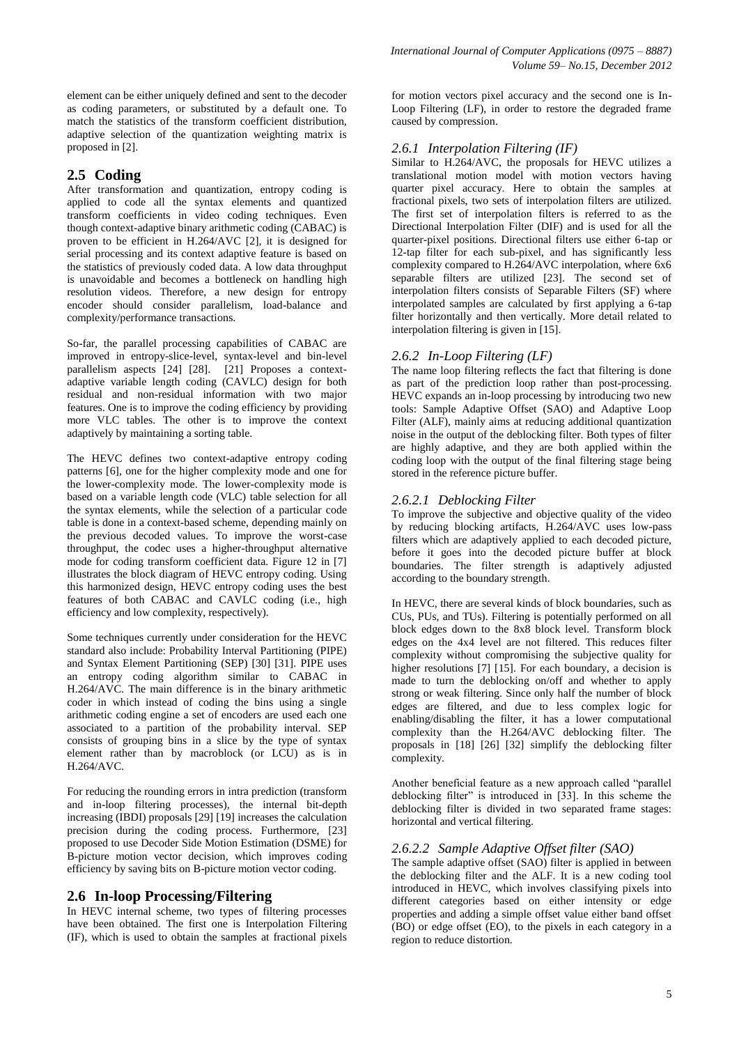element can be either uniquely defined and sent to the decoder as coding parameters, or substituted by a default one. To match the statistics of the transform coefficient distribution, adaptive selection of the quantization weighting matrix is proposed in [2].

## 2.5 Coding

After transformation and quantization, entropy coding is applied to code all the syntax elements and quantized transform coefficients in video coding techniques. Even though context-adaptive binary arithmetic coding (CABAC) is proven to be efficient in H.264/AVC [2], it is designed for serial processing and its context adaptive feature is based on the statistics of previously coded data. A low data throughput is unavoidable and becomes a bottleneck on handling high resolution videos. Therefore, a new design for entropy encoder should consider parallelism, load-balance and complexity/performance transactions.

So-far, the parallel processing capabilities of CABAC are improved in entropy-slice-level, syntax-level and bin-level parallelism aspects [24] [28]. [21] Proposes a context-adaptive variable length coding (CAVLC) design for both residual and non-residual information with two major features. One is to improve the coding efficiency by providing more VLC tables. The other is to improve the context adaptively by maintaining a sorting table.

The HEVC defines two context-adaptive entropy coding patterns [6], one for the higher complexity mode and one for the lower-complexity mode. The lower-complexity mode is based on a variable length code (VLC) table selection for all the syntax elements, while the selection of a particular code table is done in a context-based scheme, depending mainly on the previous decoded values. To improve the worst-case throughput, the codec uses a higher-throughput alternative mode for coding transform coefficient data. Figure 12 in [7] illustrates the block diagram of HEVC entropy coding. Using this harmonized design, HEVC entropy coding uses the best features of both CABAC and CAVLC coding (i.e., high efficiency and low complexity, respectively).

Some techniques currently under consideration for the HEVC standard also include: Probability Interval Partitioning (PIPE) and Syntax Element Partitioning (SEP) [30] [31]. PIPE uses an entropy coding algorithm similar to CABAC in H.264/AVC. The main difference is in the binary arithmetic coder in which instead of coding the bins using a single arithmetic coding engine a set of encoders are used each one associated to a partition of the probability interval. SEP consists of grouping bins in a slice by the type of syntax element rather than by macroblock (or LCU) as is in H.264/AVC.

For reducing the rounding errors in intra prediction (transform and in-loop filtering processes), the internal bit-depth increasing (IBDI) proposals [29] [19] increases the calculation precision during the coding process. Furthermore, [23] proposed to use Decoder Side Motion Estimation (DSME) for B-picture motion vector decision, which improves coding efficiency by saving bits on B-picture motion vector coding.

## 2.6 In-loop Processing/Filtering

In HEVC internal scheme, two types of filtering processes have been obtained. The first one is Interpolation Filtering (IF), which is used to obtain the samples at fractional pixels for motion vectors pixel accuracy and the second one is In-Loop Filtering (LF), in order to restore the degraded frame caused by compression.

### *2.6.1 Interpolation Filtering (IF)*

Similar to H.264/AVC, the proposals for HEVC utilizes a translational motion model with motion vectors having quarter pixel accuracy. Here to obtain the samples at fractional pixels, two sets of interpolation filters are utilized. The first set of interpolation filters is referred to as the Directional Interpolation Filter (DIF) and is used for all the quarter-pixel positions. Directional filters use either 6-tap or 12-tap filter for each sub-pixel, and has significantly less complexity compared to H.264/AVC interpolation, where 6x6 separable filters are utilized [23]. The second set of interpolation filters consists of Separable Filters (SF) where interpolated samples are calculated by first applying a 6-tap filter horizontally and then vertically. More detail related to interpolation filtering is given in [15].

### *2.6.2 In-Loop Filtering (LF)*

The name loop filtering reflects the fact that filtering is done as part of the prediction loop rather than post-processing. HEVC expands an in-loop processing by introducing two new tools: Sample Adaptive Offset (SAO) and Adaptive Loop Filter (ALF), mainly aims at reducing additional quantization noise in the output of the deblocking filter. Both types of filter are highly adaptive, and they are both applied within the coding loop with the output of the final filtering stage being stored in the reference picture buffer.

#### *2.6.2.1 Deblocking Filter*

To improve the subjective and objective quality of the video by reducing blocking artifacts, H.264/AVC uses low-pass filters which are adaptively applied to each decoded picture, before it goes into the decoded picture buffer at block boundaries. The filter strength is adaptively adjusted according to the boundary strength.

In HEVC, there are several kinds of block boundaries, such as CUs, PUs, and TUs). Filtering is potentially performed on all block edges down to the 8x8 block level. Transform block edges on the 4x4 level are not filtered. This reduces filter complexity without compromising the subjective quality for higher resolutions [7] [15]. For each boundary, a decision is made to turn the deblocking on/off and whether to apply strong or weak filtering. Since only half the number of block edges are filtered, and due to less complex logic for enabling/disabling the filter, it has a lower computational complexity than the H.264/AVC deblocking filter. The proposals in [18] [26] [32] simplify the deblocking filter complexity.

Another beneficial feature as a new approach called "parallel deblocking filter" is introduced in [33]. In this scheme the deblocking filter is divided in two separated frame stages: horizontal and vertical filtering.

#### *2.6.2.2 Sample Adaptive Offset filter (SAO)*

The sample adaptive offset (SAO) filter is applied in between the deblocking filter and the ALF. It is a new coding tool introduced in HEVC, which involves classifying pixels into different categories based on either intensity or edge properties and adding a simple offset value either band offset (BO) or edge offset (EO), to the pixels in each category in a region to reduce distortion.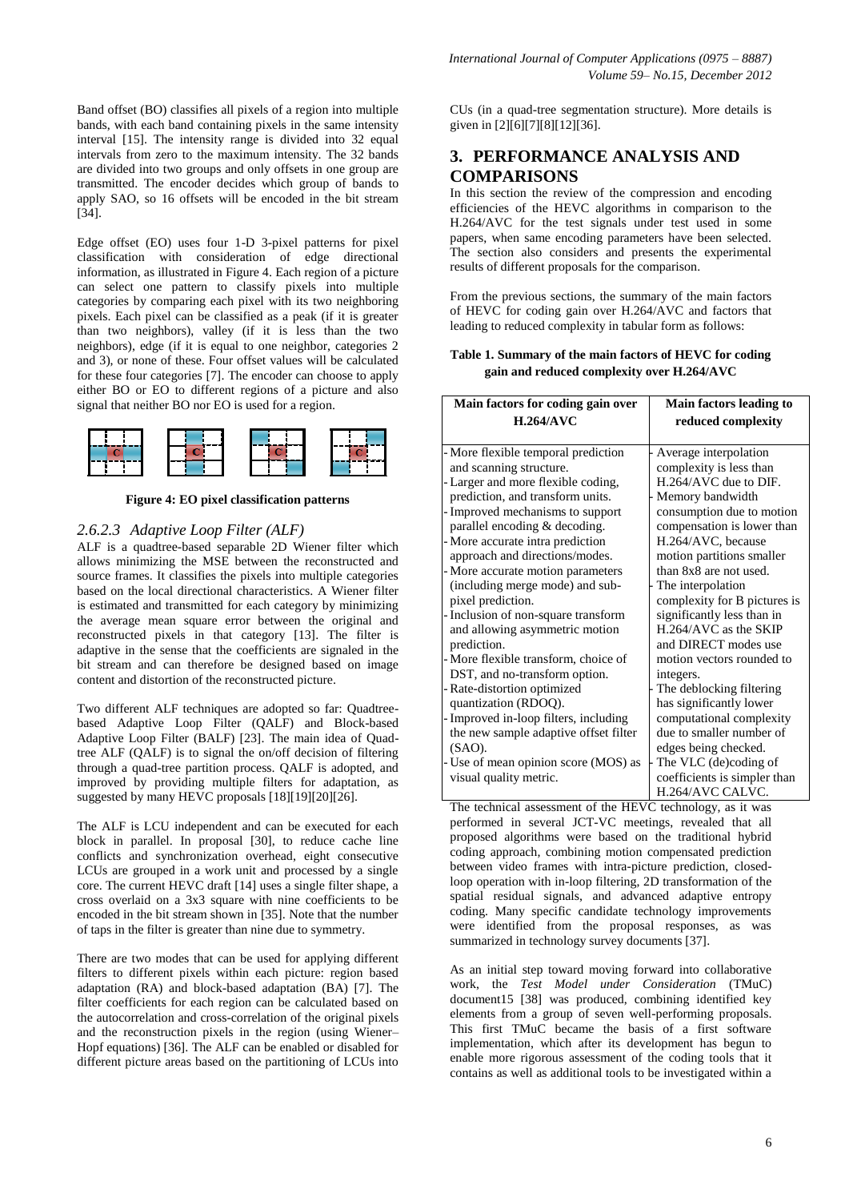Band offset (BO) classifies all pixels of a region into multiple bands, with each band containing pixels in the same intensity interval [15]. The intensity range is divided into 32 equal intervals from zero to the maximum intensity. The 32 bands are divided into two groups and only offsets in one group are transmitted. The encoder decides which group of bands to apply SAO, so 16 offsets will be encoded in the bit stream [34].

Edge offset (EO) uses four 1-D 3-pixel patterns for pixel classification with consideration of edge directional information, as illustrated in Figure 4. Each region of a picture can select one pattern to classify pixels into multiple categories by comparing each pixel with its two neighboring pixels. Each pixel can be classified as a peak (if it is greater than two neighbors), valley (if it is less than the two neighbors), edge (if it is equal to one neighbor, categories 2 and 3), or none of these. Four offset values will be calculated for these four categories [7]. The encoder can choose to apply either BO or EO to different regions of a picture and also signal that neither BO nor EO is used for a region.

**Figure 4: EO pixel classification patterns**

### 2.6.2.3 Adaptive Loop Filter (ALF)

ALF is a quadtree-based separable 2D Wiener filter which allows minimizing the MSE between the reconstructed and source frames. It classifies the pixels into multiple categories based on the local directional characteristics. A Wiener filter is estimated and transmitted for each category by minimizing the average mean square error between the original and reconstructed pixels in that category [13]. The filter is adaptive in the sense that the coefficients are signaled in the bit stream and can therefore be designed based on image content and distortion of the reconstructed picture.

Two different ALF techniques are adopted so far: Quadtree-based Adaptive Loop Filter (QALF) and Block-based Adaptive Loop Filter (BALF) [23]. The main idea of Quad-tree ALF (QALF) is to signal the on/off decision of filtering through a quad-tree partition process. QALF is adopted, and improved by providing multiple filters for adaptation, as suggested by many HEVC proposals [18][19][20][26].

The ALF is LCU independent and can be executed for each block in parallel. In proposal [30], to reduce cache line conflicts and synchronization overhead, eight consecutive LCUs are grouped in a work unit and processed by a single core. The current HEVC draft [14] uses a single filter shape, a cross overlaid on a 3x3 square with nine coefficients to be encoded in the bit stream shown in [35]. Note that the number of taps in the filter is greater than nine due to symmetry.

There are two modes that can be used for applying different filters to different pixels within each picture: region based adaptation (RA) and block-based adaptation (BA) [7]. The filter coefficients for each region can be calculated based on the autocorrelation and cross-correlation of the original pixels and the reconstruction pixels in the region (using Wiener–Hopf equations) [36]. The ALF can be enabled or disabled for different picture areas based on the partitioning of LCUs into CUs (in a quad-tree segmentation structure). More details is given in [2][6][7][8][12][36].

## 3. PERFORMANCE ANALYSIS AND COMPARISONS

In this section the review of the compression and encoding efficiencies of the HEVC algorithms in comparison to the H.264/AVC for the test signals under test used in some papers, when same encoding parameters have been selected. The section also considers and presents the experimental results of different proposals for the comparison.

From the previous sections, the summary of the main factors of HEVC for coding gain over H.264/AVC and factors that leading to reduced complexity in tabular form as follows:

**Table 1. Summary of the main factors of HEVC for coding gain and reduced complexity over H.264/AVC**

| Main factors for coding gain over H.264/AVC | Main factors leading to reduced complexity |
|---|---|
| - More flexible temporal prediction and scanning structure.<br>- Larger and more flexible coding, prediction, and transform units.<br>- Improved mechanisms to support parallel encoding & decoding.<br>- More accurate intra prediction approach and directions/modes.<br>- More accurate motion parameters (including merge mode) and sub-pixel prediction.<br>- Inclusion of non-square transform and allowing asymmetric motion prediction.<br>- More flexible transform, choice of DST, and no-transform option.<br>- Rate-distortion optimized quantization (RDOQ).<br>- Improved in-loop filters, including the new sample adaptive offset filter (SAO).<br>- Use of mean opinion score (MOS) as visual quality metric. | - Average interpolation complexity is less than H.264/AVC due to DIF.<br>- Memory bandwidth consumption due to motion compensation is lower than H.264/AVC, because motion partitions smaller than 8x8 are not used.<br>- The interpolation complexity for B pictures is significantly less than in H.264/AVC as the SKIP and DIRECT modes use motion vectors rounded to integers.<br>- The deblocking filtering has significantly lower computational complexity due to smaller number of edges being checked.<br>- The VLC (de)coding of coefficients is simpler than H.264/AVC CALVC. |

The technical assessment of the HEVC technology, as it was performed in several JCT-VC meetings, revealed that all proposed algorithms were based on the traditional hybrid coding approach, combining motion compensated prediction between video frames with intra-picture prediction, closed-loop operation with in-loop filtering, 2D transformation of the spatial residual signals, and advanced adaptive entropy coding. Many specific candidate technology improvements were identified from the proposal responses, as was summarized in technology survey documents [37].

As an initial step toward moving forward into collaborative work, the *Test Model under Consideration* (TMuC) document15 [38] was produced, combining identified key elements from a group of seven well-performing proposals. This first TMuC became the basis of a first software implementation, which after its development has begun to enable more rigorous assessment of the coding tools that it contains as well as additional tools to be investigated within a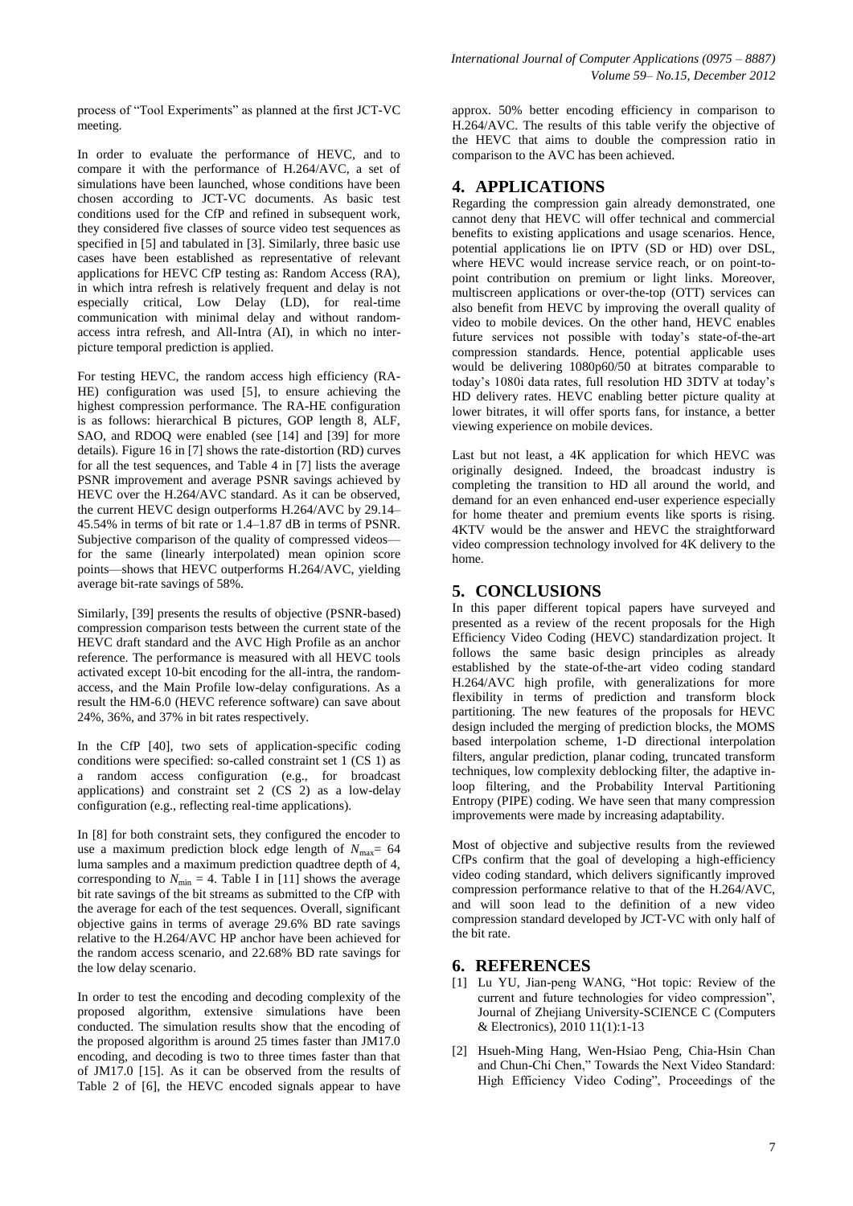process of "Tool Experiments" as planned at the first JCT-VC meeting.

In order to evaluate the performance of HEVC, and to compare it with the performance of H.264/AVC, a set of simulations have been launched, whose conditions have been chosen according to JCT-VC documents. As basic test conditions used for the CfP and refined in subsequent work, they considered five classes of source video test sequences as specified in [5] and tabulated in [3]. Similarly, three basic use cases have been established as representative of relevant applications for HEVC CfP testing as: Random Access (RA), in which intra refresh is relatively frequent and delay is not especially critical, Low Delay (LD), for real-time communication with minimal delay and without random-access intra refresh, and All-Intra (AI), in which no inter-picture temporal prediction is applied.

For testing HEVC, the random access high efficiency (RA-HE) configuration was used [5], to ensure achieving the highest compression performance. The RA-HE configuration is as follows: hierarchical B pictures, GOP length 8, ALF, SAO, and RDOQ were enabled (see [14] and [39] for more details). Figure 16 in [7] shows the rate-distortion (RD) curves for all the test sequences, and Table 4 in [7] lists the average PSNR improvement and average PSNR savings achieved by HEVC over the H.264/AVC standard. As it can be observed, the current HEVC design outperforms H.264/AVC by 29.14–45.54% in terms of bit rate or 1.4–1.87 dB in terms of PSNR. Subjective comparison of the quality of compressed videos—for the same (linearly interpolated) mean opinion score points—shows that HEVC outperforms H.264/AVC, yielding average bit-rate savings of 58%.

Similarly, [39] presents the results of objective (PSNR-based) compression comparison tests between the current state of the HEVC draft standard and the AVC High Profile as an anchor reference. The performance is measured with all HEVC tools activated except 10-bit encoding for the all-intra, the random-access, and the Main Profile low-delay configurations. As a result the HM-6.0 (HEVC reference software) can save about 24%, 36%, and 37% in bit rates respectively.

In the CfP [40], two sets of application-specific coding conditions were specified: so-called constraint set 1 (CS 1) as a random access configuration (e.g., for broadcast applications) and constraint set 2 (CS 2) as a low-delay configuration (e.g., reflecting real-time applications).

In [8] for both constraint sets, they configured the encoder to use a maximum prediction block edge length of $N_{max}$= 64 luma samples and a maximum prediction quadtree depth of 4, corresponding to $N_{min}$ = 4. Table I in [11] shows the average bit rate savings of the bit streams as submitted to the CfP with the average for each of the test sequences. Overall, significant objective gains in terms of average 29.6% BD rate savings relative to the H.264/AVC HP anchor have been achieved for the random access scenario, and 22.68% BD rate savings for the low delay scenario.

In order to test the encoding and decoding complexity of the proposed algorithm, extensive simulations have been conducted. The simulation results show that the encoding of the proposed algorithm is around 25 times faster than JM17.0 encoding, and decoding is two to three times faster than that of JM17.0 [15]. As it can be observed from the results of Table 2 of [6], the HEVC encoded signals appear to have approx. 50% better encoding efficiency in comparison to H.264/AVC. The results of this table verify the objective of the HEVC that aims to double the compression ratio in comparison to the AVC has been achieved.

## 4. APPLICATIONS

Regarding the compression gain already demonstrated, one cannot deny that HEVC will offer technical and commercial benefits to existing applications and usage scenarios. Hence, potential applications lie on IPTV (SD or HD) over DSL, where HEVC would increase service reach, or on point-to-point contribution on premium or light links. Moreover, multiscreen applications or over-the-top (OTT) services can also benefit from HEVC by improving the overall quality of video to mobile devices. On the other hand, HEVC enables future services not possible with today's state-of-the-art compression standards. Hence, potential applicable uses would be delivering 1080p60/50 at bitrates comparable to today's 1080i data rates, full resolution HD 3DTV at today's HD delivery rates. HEVC enabling better picture quality at lower bitrates, it will offer sports fans, for instance, a better viewing experience on mobile devices.

Last but not least, a 4K application for which HEVC was originally designed. Indeed, the broadcast industry is completing the transition to HD all around the world, and demand for an even enhanced end-user experience especially for home theater and premium events like sports is rising. 4KTV would be the answer and HEVC the straightforward video compression technology involved for 4K delivery to the home.

## 5. CONCLUSIONS

In this paper different topical papers have surveyed and presented as a review of the recent proposals for the High Efficiency Video Coding (HEVC) standardization project. It follows the same basic design principles as already established by the state-of-the-art video coding standard H.264/AVC high profile, with generalizations for more flexibility in terms of prediction and transform block partitioning. The new features of the proposals for HEVC design included the merging of prediction blocks, the MOMS based interpolation scheme, 1-D directional interpolation filters, angular prediction, planar coding, truncated transform techniques, low complexity deblocking filter, the adaptive in-loop filtering, and the Probability Interval Partitioning Entropy (PIPE) coding. We have seen that many compression improvements were made by increasing adaptability.

Most of objective and subjective results from the reviewed CfPs confirm that the goal of developing a high-efficiency video coding standard, which delivers significantly improved compression performance relative to that of the H.264/AVC, and will soon lead to the definition of a new video compression standard developed by JCT-VC with only half of the bit rate.

## 6. REFERENCES

[1] Lu YU, Jian-peng WANG, "Hot topic: Review of the current and future technologies for video compression", Journal of Zhejiang University-SCIENCE C (Computers & Electronics), 2010 11(1):1-13

[2] Hsueh-Ming Hang, Wen-Hsiao Peng, Chia-Hsin Chan and Chun-Chi Chen," Towards the Next Video Standard: High Efficiency Video Coding", Proceedings of the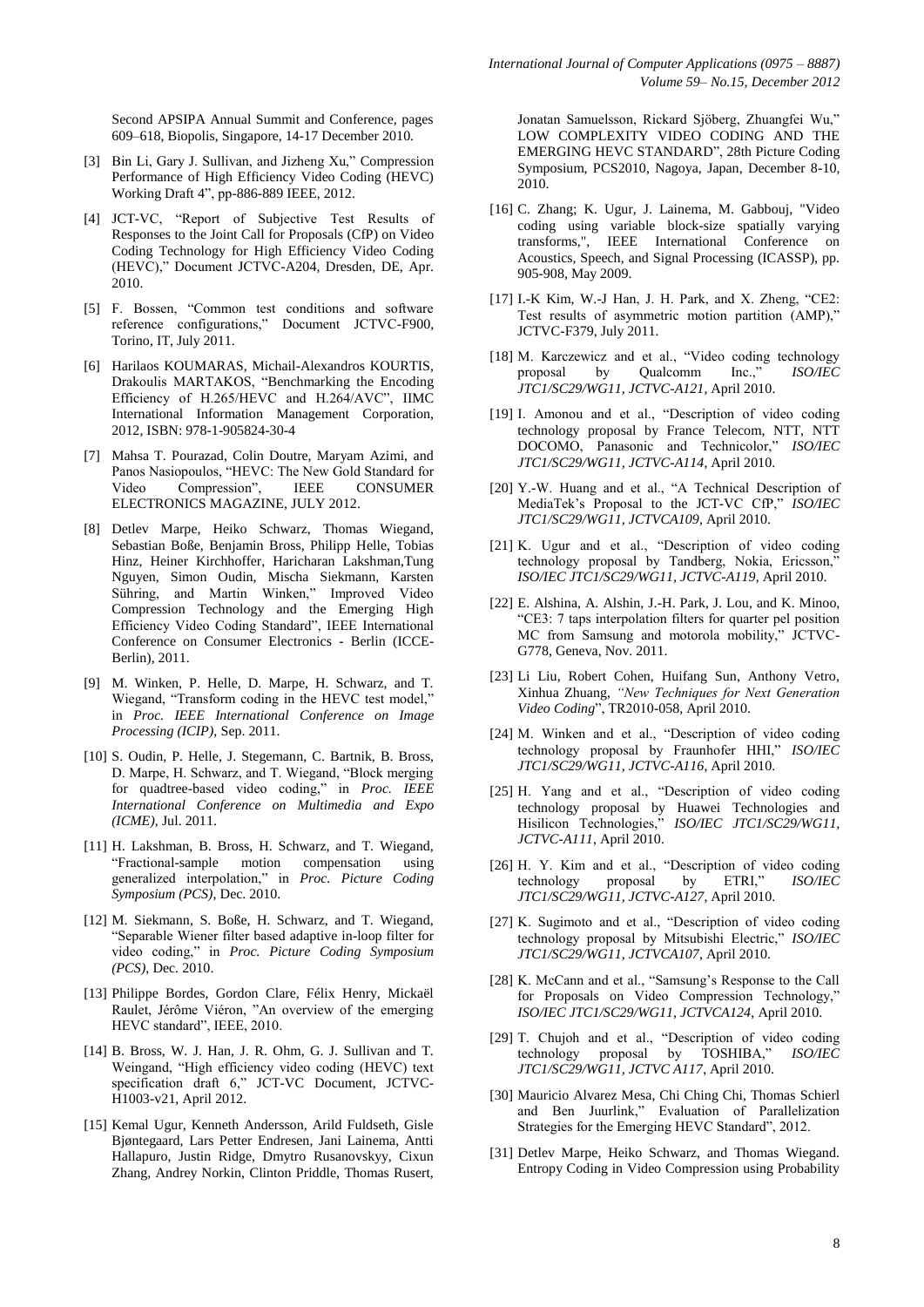Second APSIPA Annual Summit and Conference, pages 609–618, Biopolis, Singapore, 14-17 December 2010.

[3] Bin Li, Gary J. Sullivan, and Jizheng Xu," Compression Performance of High Efficiency Video Coding (HEVC) Working Draft 4", pp-886-889 IEEE, 2012.

[4] JCT-VC, "Report of Subjective Test Results of Responses to the Joint Call for Proposals (CfP) on Video Coding Technology for High Efficiency Video Coding (HEVC)," Document JCTVC-A204, Dresden, DE, Apr. 2010.

[5] F. Bossen, "Common test conditions and software reference configurations," Document JCTVC-F900, Torino, IT, July 2011.

[6] Harilaos KOUMARAS, Michail-Alexandros KOURTIS, Drakoulis MARTAKOS, "Benchmarking the Encoding Efficiency of H.265/HEVC and H.264/AVC", IIMC International Information Management Corporation, 2012, ISBN: 978-1-905824-30-4

[7] Mahsa T. Pourazad, Colin Doutre, Maryam Azimi, and Panos Nasiopoulos, "HEVC: The New Gold Standard for Video Compression", IEEE CONSUMER ELECTRONICS MAGAZINE, JULY 2012.

[8] Detlev Marpe, Heiko Schwarz, Thomas Wiegand, Sebastian Boße, Benjamin Bross, Philipp Helle, Tobias Hinz, Heiner Kirchhoffer, Haricharan Lakshman,Tung Nguyen, Simon Oudin, Mischa Siekmann, Karsten Sühring, and Martin Winken," Improved Video Compression Technology and the Emerging High Efficiency Video Coding Standard", IEEE International Conference on Consumer Electronics - Berlin (ICCE-Berlin), 2011.

[9] M. Winken, P. Helle, D. Marpe, H. Schwarz, and T. Wiegand, "Transform coding in the HEVC test model," in *Proc. IEEE International Conference on Image Processing (ICIP)*, Sep. 2011.

[10] S. Oudin, P. Helle, J. Stegemann, C. Bartnik, B. Bross, D. Marpe, H. Schwarz, and T. Wiegand, "Block merging for quadtree-based video coding," in *Proc. IEEE International Conference on Multimedia and Expo (ICME)*, Jul. 2011.

[11] H. Lakshman, B. Bross, H. Schwarz, and T. Wiegand, "Fractional-sample motion compensation using generalized interpolation," in *Proc. Picture Coding Symposium (PCS)*, Dec. 2010.

[12] M. Siekmann, S. Boße, H. Schwarz, and T. Wiegand, "Separable Wiener filter based adaptive in-loop filter for video coding," in *Proc. Picture Coding Symposium (PCS)*, Dec. 2010.

[13] Philippe Bordes, Gordon Clare, Félix Henry, Mickaël Raulet, Jérôme Viéron, "An overview of the emerging HEVC standard", IEEE, 2010.

[14] B. Bross, W. J. Han, J. R. Ohm, G. J. Sullivan and T. Weingand, "High efficiency video coding (HEVC) text specification draft 6," JCT-VC Document, JCTVC-H1003-v21, April 2012.

[15] Kemal Ugur, Kenneth Andersson, Arild Fuldseth, Gisle Bjøntegaard, Lars Petter Endresen, Jani Lainema, Antti Hallapuro, Justin Ridge, Dmytro Rusanovskyy, Cixun Zhang, Andrey Norkin, Clinton Priddle, Thomas Rusert, Jonatan Samuelsson, Rickard Sjöberg, Zhuangfei Wu," LOW COMPLEXITY VIDEO CODING AND THE EMERGING HEVC STANDARD", 28th Picture Coding Symposium, PCS2010, Nagoya, Japan, December 8-10, 2010.

[16] C. Zhang; K. Ugur, J. Lainema, M. Gabbouj, "Video coding using variable block-size spatially varying transforms,", IEEE International Conference on Acoustics, Speech, and Signal Processing (ICASSP), pp. 905-908, May 2009.

[17] I.-K Kim, W.-J Han, J. H. Park, and X. Zheng, "CE2: Test results of asymmetric motion partition (AMP)," JCTVC-F379, July 2011.

[18] M. Karczewicz and et al., "Video coding technology proposal by Qualcomm Inc.," *ISO/IEC JTC1/SC29/WG11, JCTVC-A121*, April 2010.

[19] I. Amonou and et al., "Description of video coding technology proposal by France Telecom, NTT, NTT DOCOMO, Panasonic and Technicolor," *ISO/IEC JTC1/SC29/WG11, JCTVC-A114*, April 2010.

[20] Y.-W. Huang and et al., "A Technical Description of MediaTek's Proposal to the JCT-VC CfP," *ISO/IEC JTC1/SC29/WG11, JCTVCA109*, April 2010.

[21] K. Ugur and et al., "Description of video coding technology proposal by Tandberg, Nokia, Ericsson," *ISO/IEC JTC1/SC29/WG11, JCTVC-A119*, April 2010.

[22] E. Alshina, A. Alshin, J.-H. Park, J. Lou, and K. Minoo, "CE3: 7 taps interpolation filters for quarter pel position MC from Samsung and motorola mobility," JCTVC-G778, Geneva, Nov. 2011.

[23] Li Liu, Robert Cohen, Huifang Sun, Anthony Vetro, Xinhua Zhuang, *"New Techniques for Next Generation Video Coding*", TR2010-058, April 2010.

[24] M. Winken and et al., "Description of video coding technology proposal by Fraunhofer HHI," *ISO/IEC JTC1/SC29/WG11, JCTVC-A116*, April 2010.

[25] H. Yang and et al., "Description of video coding technology proposal by Huawei Technologies and Hisilicon Technologies," *ISO/IEC JTC1/SC29/WG11, JCTVC-A111*, April 2010.

[26] H. Y. Kim and et al., "Description of video coding technology proposal by ETRI," *ISO/IEC JTC1/SC29/WG11, JCTVC-A127*, April 2010.

[27] K. Sugimoto and et al., "Description of video coding technology proposal by Mitsubishi Electric," *ISO/IEC JTC1/SC29/WG11, JCTVCA107*, April 2010.

[28] K. McCann and et al., "Samsung's Response to the Call for Proposals on Video Compression Technology," *ISO/IEC JTC1/SC29/WG11, JCTVCA124*, April 2010.

[29] T. Chujoh and et al., "Description of video coding technology proposal by TOSHIBA," *ISO/IEC JTC1/SC29/WG11, JCTVC A117*, April 2010.

[30] Mauricio Alvarez Mesa, Chi Ching Chi, Thomas Schierl and Ben Juurlink," Evaluation of Parallelization Strategies for the Emerging HEVC Standard", 2012.

[31] Detlev Marpe, Heiko Schwarz, and Thomas Wiegand. Entropy Coding in Video Compression using Probability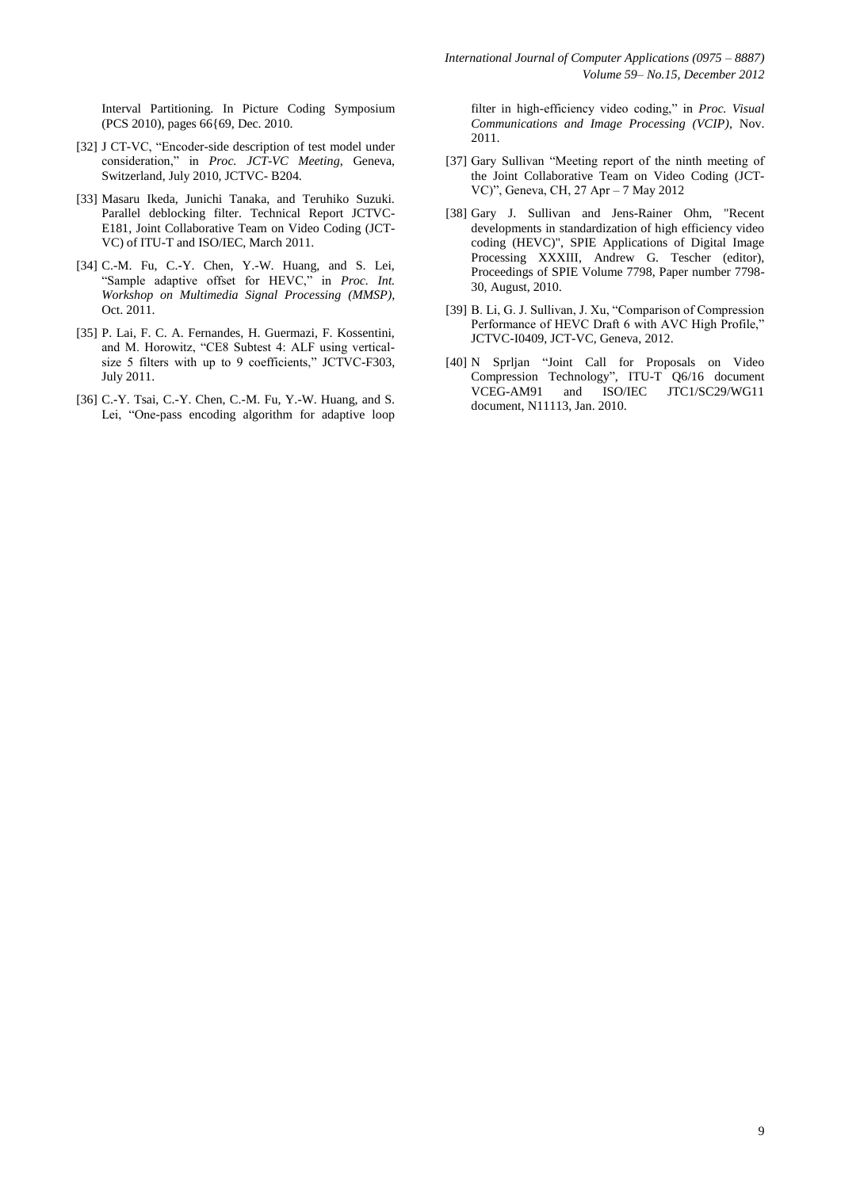Interval Partitioning. In Picture Coding Symposium (PCS 2010), pages 66{69, Dec. 2010.

[32] J CT-VC, "Encoder-side description of test model under consideration," in *Proc. JCT-VC Meeting*, Geneva, Switzerland, July 2010, JCTVC- B204.

[33] Masaru Ikeda, Junichi Tanaka, and Teruhiko Suzuki. Parallel deblocking filter. Technical Report JCTVC-E181, Joint Collaborative Team on Video Coding (JCT-VC) of ITU-T and ISO/IEC, March 2011.

[34] C.-M. Fu, C.-Y. Chen, Y.-W. Huang, and S. Lei, "Sample adaptive offset for HEVC," in *Proc. Int. Workshop on Multimedia Signal Processing (MMSP)*, Oct. 2011.

[35] P. Lai, F. C. A. Fernandes, H. Guermazi, F. Kossentini, and M. Horowitz, "CE8 Subtest 4: ALF using vertical-size 5 filters with up to 9 coefficients," JCTVC-F303, July 2011.

[36] C.-Y. Tsai, C.-Y. Chen, C.-M. Fu, Y.-W. Huang, and S. Lei, "One-pass encoding algorithm for adaptive loop filter in high-efficiency video coding," in *Proc. Visual Communications and Image Processing (VCIP)*, Nov. 2011.

[37] Gary Sullivan "Meeting report of the ninth meeting of the Joint Collaborative Team on Video Coding (JCT-VC)", Geneva, CH, 27 Apr – 7 May 2012

[38] Gary J. Sullivan and Jens-Rainer Ohm, "Recent developments in standardization of high efficiency video coding (HEVC)", SPIE Applications of Digital Image Processing XXXIII, Andrew G. Tescher (editor), Proceedings of SPIE Volume 7798, Paper number 7798-30, August, 2010.

[39] B. Li, G. J. Sullivan, J. Xu, "Comparison of Compression Performance of HEVC Draft 6 with AVC High Profile," JCTVC-I0409, JCT-VC, Geneva, 2012.

[40] N Sprljan "Joint Call for Proposals on Video Compression Technology", ITU-T Q6/16 document VCEG-AM91 and ISO/IEC JTC1/SC29/WG11 document, N11113, Jan. 2010.